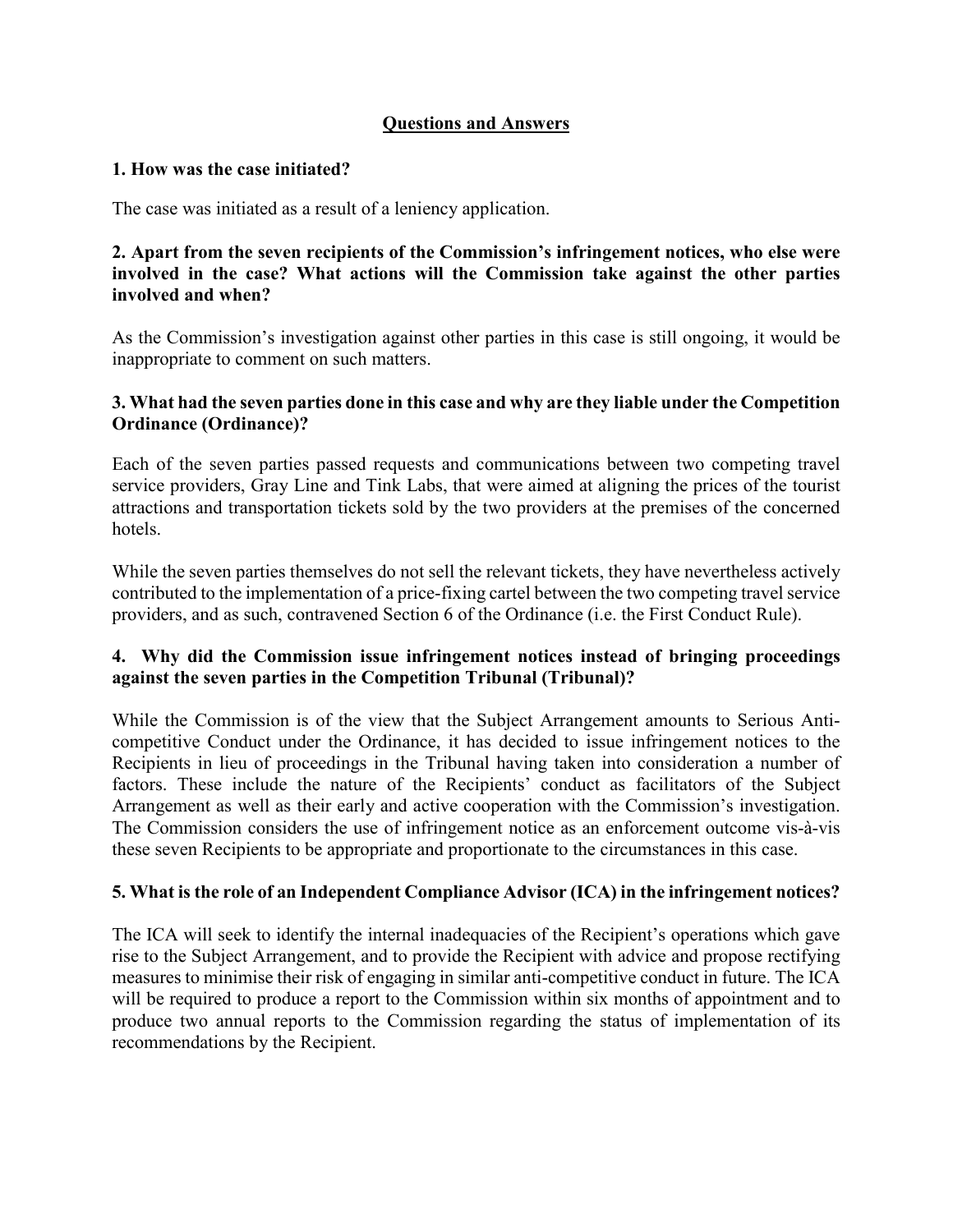# Questions and Answers

**1. How was the case initiated?**

The case was initiated as a result of a leniency application.

**2. Apart from the seven recipients of the Commission's infringement notices, who else were involved in the case? What actions will the Commission take against the other parties involved and when?**

As the Commission's investigation against other parties in this case is still ongoing, it would be inappropriate to comment on such matters.

**3. What had the seven parties done in this case and why are they liable under the Competition Ordinance (Ordinance)?**

Each of the seven parties passed requests and communications between two competing travel service providers, Gray Line and Tink Labs, that were aimed at aligning the prices of the tourist attractions and transportation tickets sold by the two providers at the premises of the concerned hotels.

While the seven parties themselves do not sell the relevant tickets, they have nevertheless actively contributed to the implementation of a price-fixing cartel between the two competing travel service providers, and as such, contravened Section 6 of the Ordinance (i.e. the First Conduct Rule).

**4. Why did the Commission issue infringement notices instead of bringing proceedings against the seven parties in the Competition Tribunal (Tribunal)?**

While the Commission is of the view that the Subject Arrangement amounts to Serious Anti-competitive Conduct under the Ordinance, it has decided to issue infringement notices to the Recipients in lieu of proceedings in the Tribunal having taken into consideration a number of factors. These include the nature of the Recipients' conduct as facilitators of the Subject Arrangement as well as their early and active cooperation with the Commission's investigation. The Commission considers the use of infringement notice as an enforcement outcome vis-à-vis these seven Recipients to be appropriate and proportionate to the circumstances in this case.

**5. What is the role of an Independent Compliance Advisor (ICA) in the infringement notices?**

The ICA will seek to identify the internal inadequacies of the Recipient's operations which gave rise to the Subject Arrangement, and to provide the Recipient with advice and propose rectifying measures to minimise their risk of engaging in similar anti-competitive conduct in future. The ICA will be required to produce a report to the Commission within six months of appointment and to produce two annual reports to the Commission regarding the status of implementation of its recommendations by the Recipient.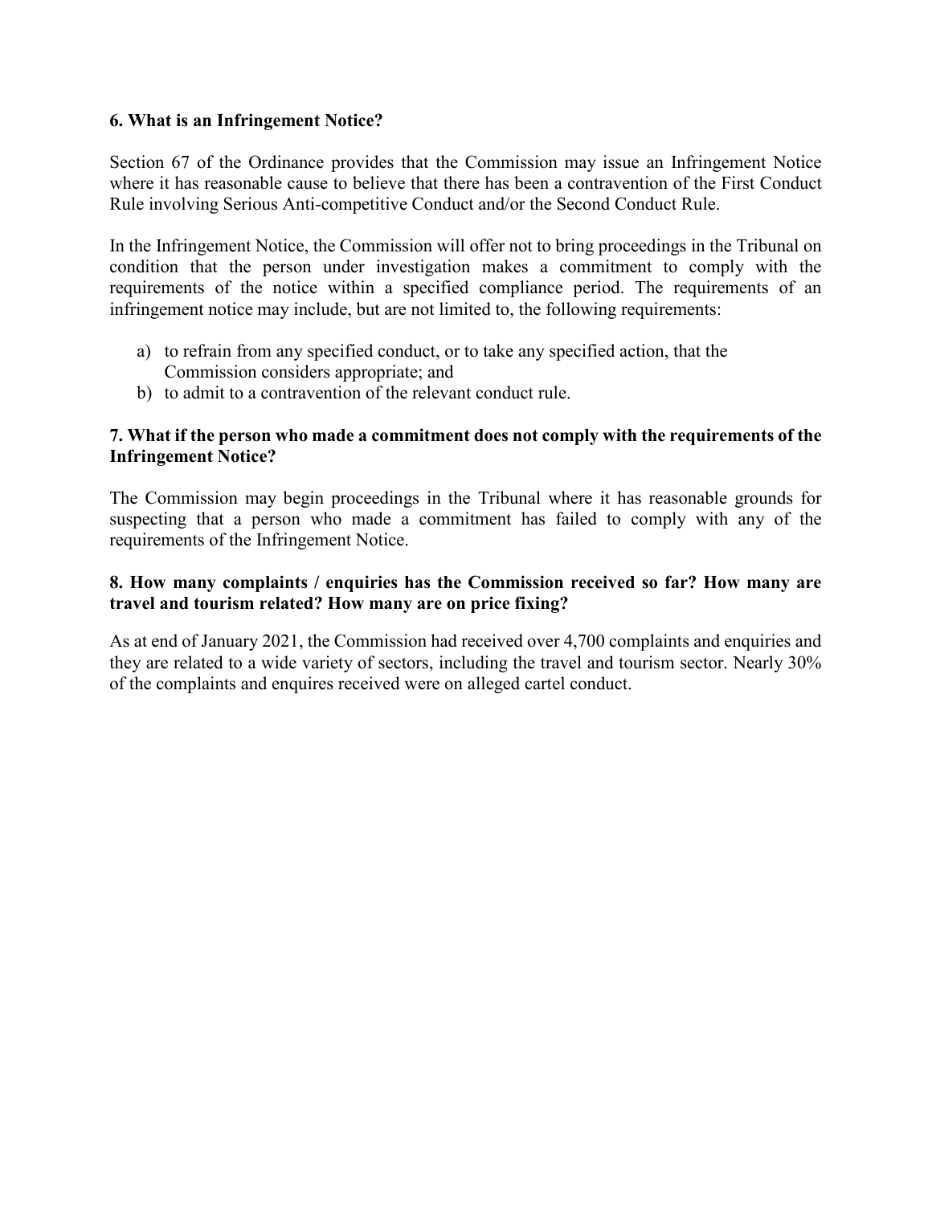**6. What is an Infringement Notice?**

Section 67 of the Ordinance provides that the Commission may issue an Infringement Notice where it has reasonable cause to believe that there has been a contravention of the First Conduct Rule involving Serious Anti-competitive Conduct and/or the Second Conduct Rule.

In the Infringement Notice, the Commission will offer not to bring proceedings in the Tribunal on condition that the person under investigation makes a commitment to comply with the requirements of the notice within a specified compliance period. The requirements of an infringement notice may include, but are not limited to, the following requirements:

a) to refrain from any specified conduct, or to take any specified action, that the Commission considers appropriate; and
b) to admit to a contravention of the relevant conduct rule.

**7. What if the person who made a commitment does not comply with the requirements of the Infringement Notice?**

The Commission may begin proceedings in the Tribunal where it has reasonable grounds for suspecting that a person who made a commitment has failed to comply with any of the requirements of the Infringement Notice.

**8. How many complaints / enquiries has the Commission received so far? How many are travel and tourism related? How many are on price fixing?**

As at end of January 2021, the Commission had received over 4,700 complaints and enquiries and they are related to a wide variety of sectors, including the travel and tourism sector. Nearly 30% of the complaints and enquires received were on alleged cartel conduct.